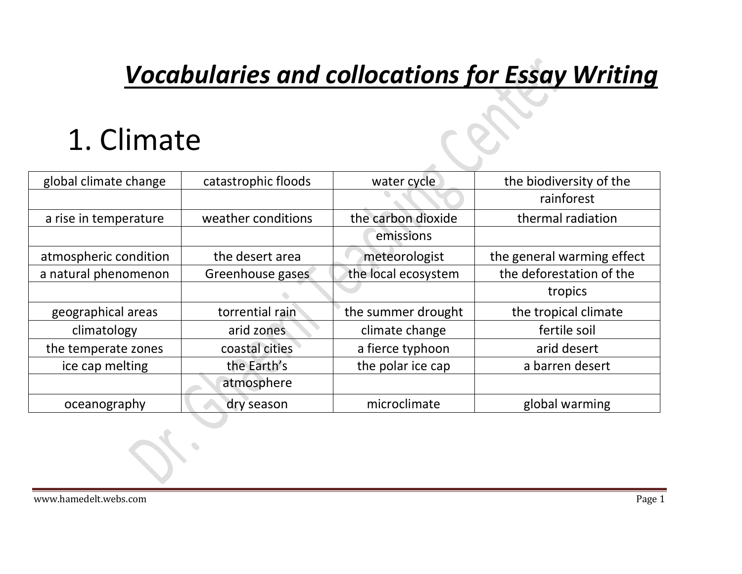# ***Vocabularies and collocations for Essay Writing***

## 1. Climate

| | | | |
|---|---|---|---|
| global climate change | catastrophic floods | water cycle | the biodiversity of the rainforest |
| a rise in temperature | weather conditions | the carbon dioxide emissions | thermal radiation |
| atmospheric condition | the desert area | meteorologist | the general warming effect |
| a natural phenomenon | Greenhouse gases | the local ecosystem | the deforestation of the tropics |
| geographical areas | torrential rain | the summer drought | the tropical climate |
| climatology | arid zones | climate change | fertile soil |
| the temperate zones | coastal cities | a fierce typhoon | arid desert |
| ice cap melting | the Earth's atmosphere | the polar ice cap | a barren desert |
| oceanography | dry season | microclimate | global warming |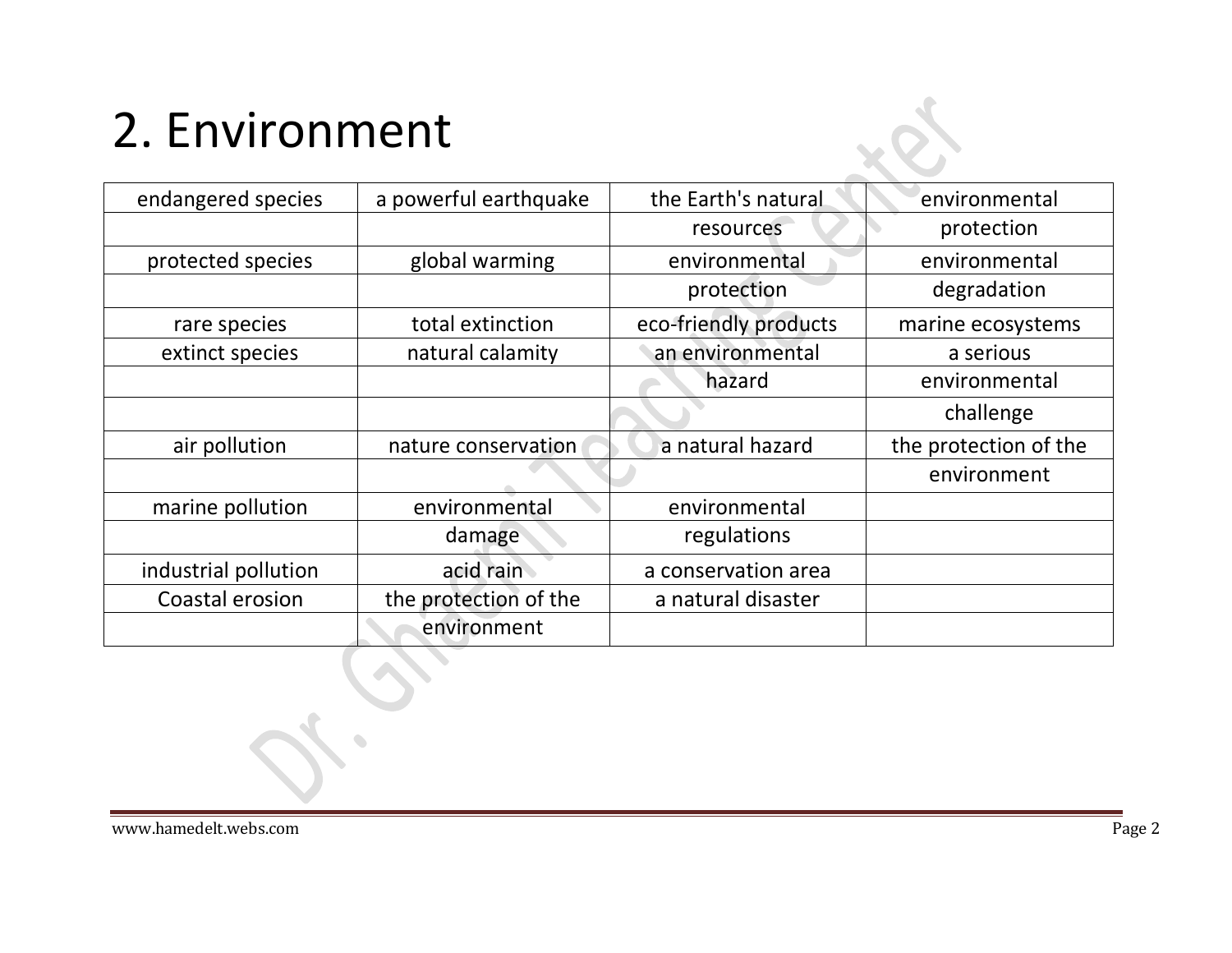# 2. Environment

| | | | |
|---|---|---|---|
| endangered species | a powerful earthquake | the Earth's natural resources | environmental protection |
| protected species | global warming | environmental protection | environmental degradation |
| rare species | total extinction | eco-friendly products | marine ecosystems |
| extinct species | natural calamity | an environmental hazard | a serious environmental challenge |
| air pollution | nature conservation | a natural hazard | the protection of the environment |
| marine pollution | environmental damage | environmental regulations | |
| industrial pollution | acid rain | a conservation area | |
| Coastal erosion | the protection of the environment | a natural disaster | |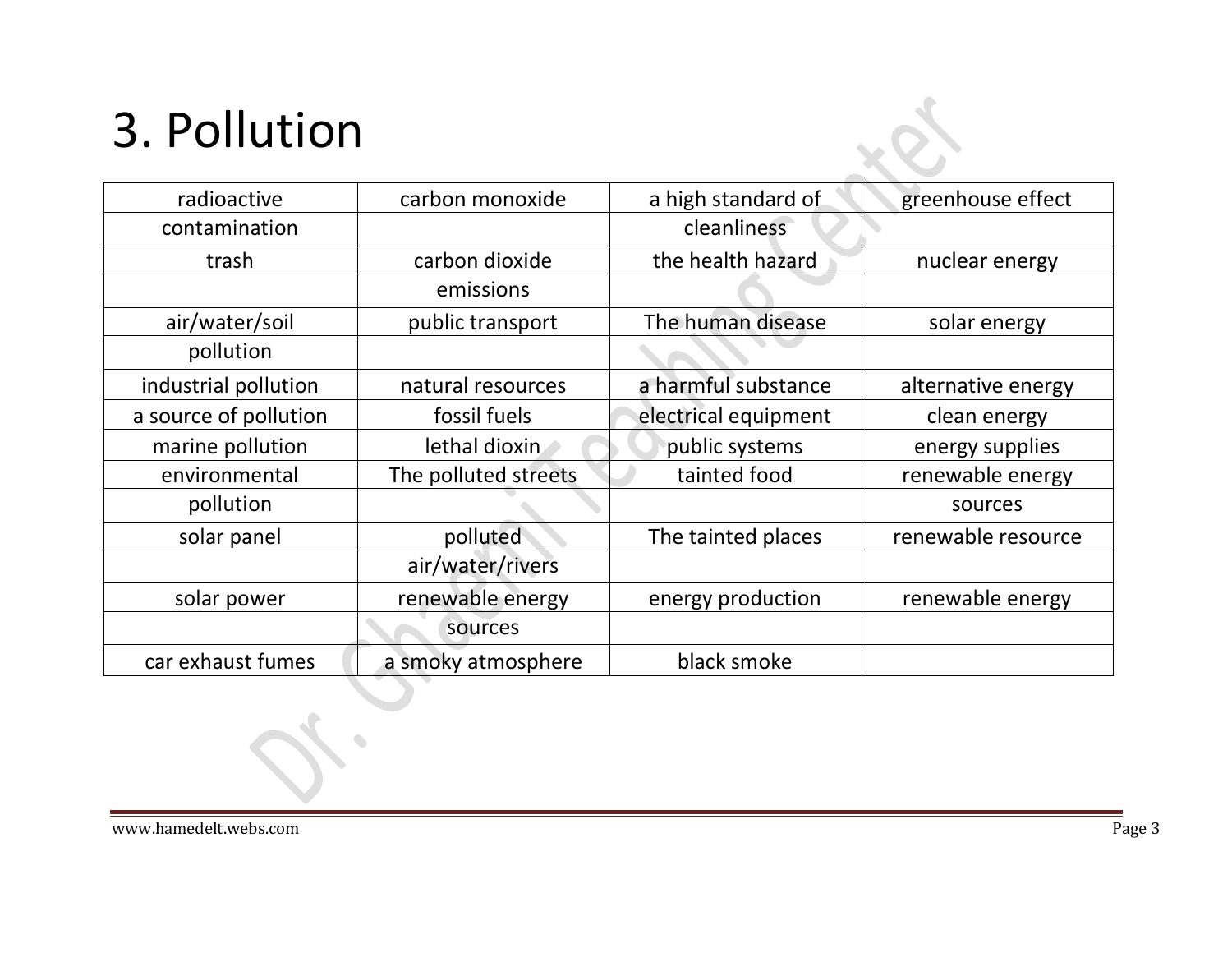# 3. Pollution

| radioactive contamination | carbon monoxide | a high standard of cleanliness | greenhouse effect |
|---|---|---|---|
| trash | carbon dioxide emissions | the health hazard | nuclear energy |
| air/water/soil pollution | public transport | The human disease | solar energy |
| industrial pollution | natural resources | a harmful substance | alternative energy |
| a source of pollution | fossil fuels | electrical equipment | clean energy |
| marine pollution | lethal dioxin | public systems | energy supplies |
| environmental pollution | The polluted streets | tainted food | renewable energy sources |
| solar panel | polluted air/water/rivers | The tainted places | renewable resource |
| solar power | renewable energy sources | energy production | renewable energy |
| car exhaust fumes | a smoky atmosphere | black smoke | |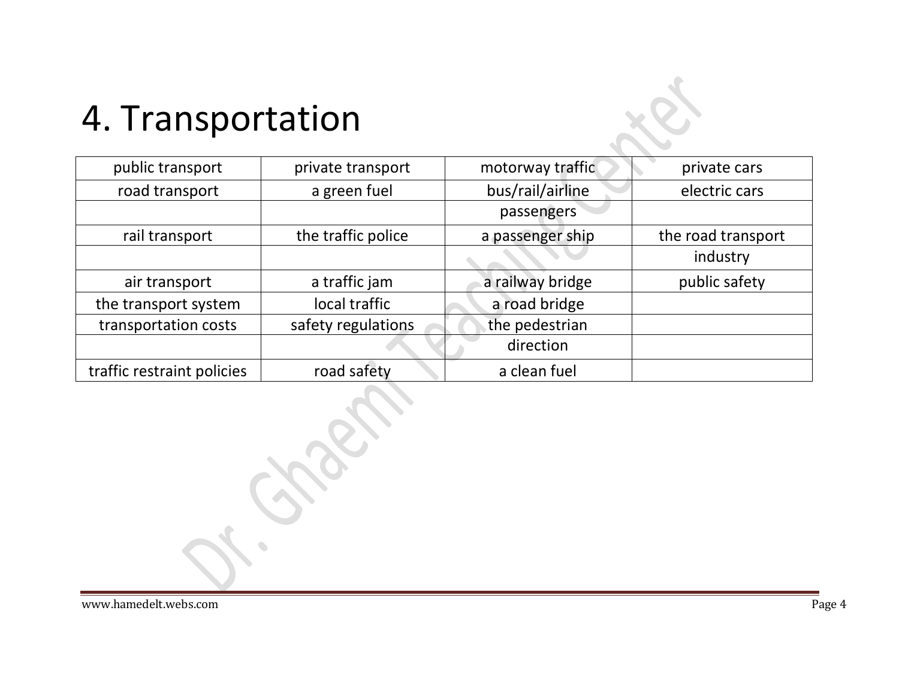# 4. Transportation

| | | | |
|---|---|---|---|
| public transport | private transport | motorway traffic | private cars |
| road transport | a green fuel | bus/rail/airline passengers | electric cars |
| rail transport | the traffic police | a passenger ship | the road transport industry |
| air transport | a traffic jam | a railway bridge | public safety |
| the transport system | local traffic | a road bridge | |
| transportation costs | safety regulations | the pedestrian direction | |
| traffic restraint policies | road safety | a clean fuel | |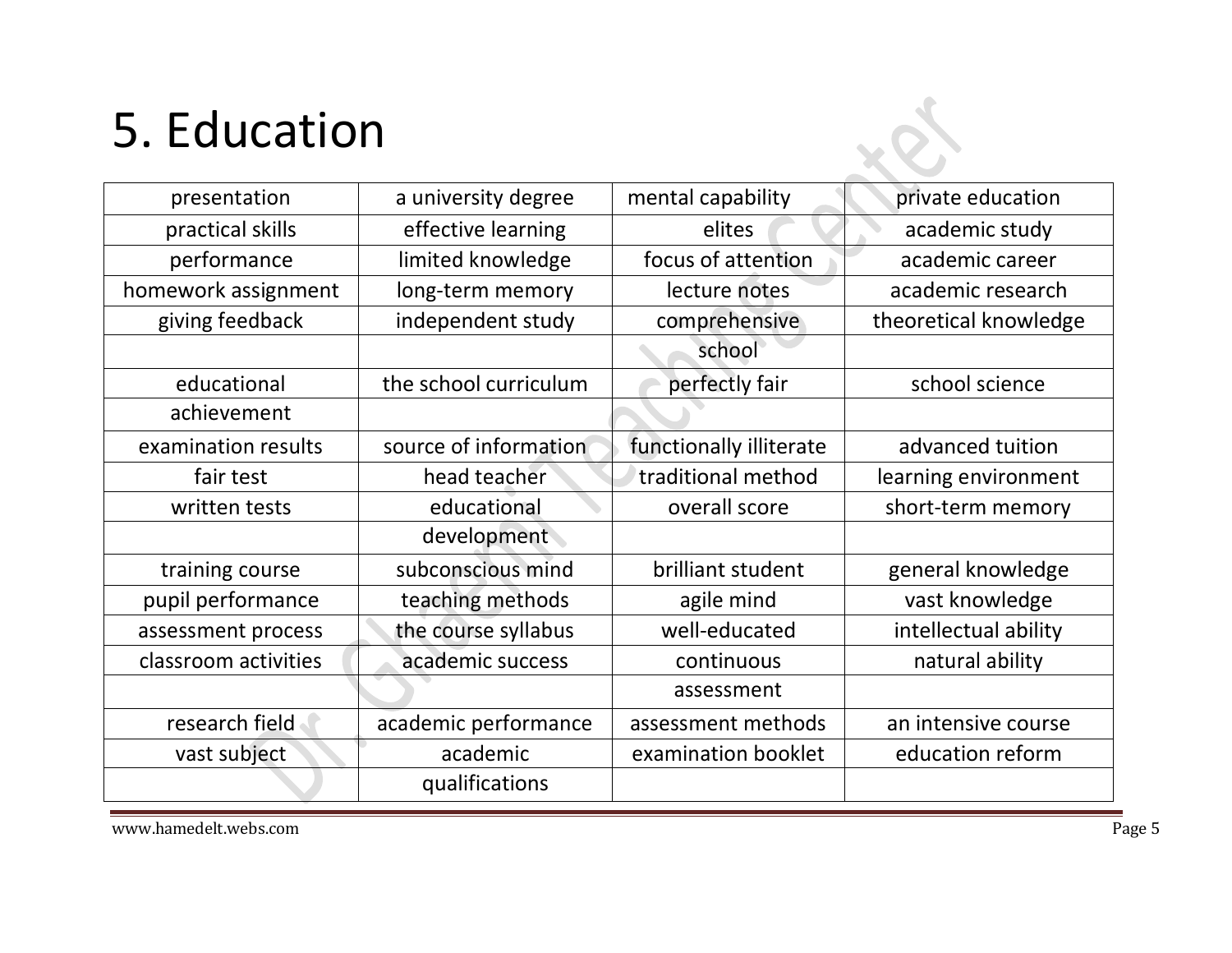# 5. Education

| | | | |
|---|---|---|---|
| presentation | a university degree | mental capability | private education |
| practical skills | effective learning | elites | academic study |
| performance | limited knowledge | focus of attention | academic career |
| homework assignment | long-term memory | lecture notes | academic research |
| giving feedback | independent study | comprehensive school | theoretical knowledge |
| educational achievement | the school curriculum | perfectly fair | school science |
| examination results | source of information | functionally illiterate | advanced tuition |
| fair test | head teacher | traditional method | learning environment |
| written tests | educational development | overall score | short-term memory |
| training course | subconscious mind | brilliant student | general knowledge |
| pupil performance | teaching methods | agile mind | vast knowledge |
| assessment process | the course syllabus | well-educated | intellectual ability |
| classroom activities | academic success | continuous assessment | natural ability |
| research field | academic performance | assessment methods | an intensive course |
| vast subject | academic qualifications | examination booklet | education reform |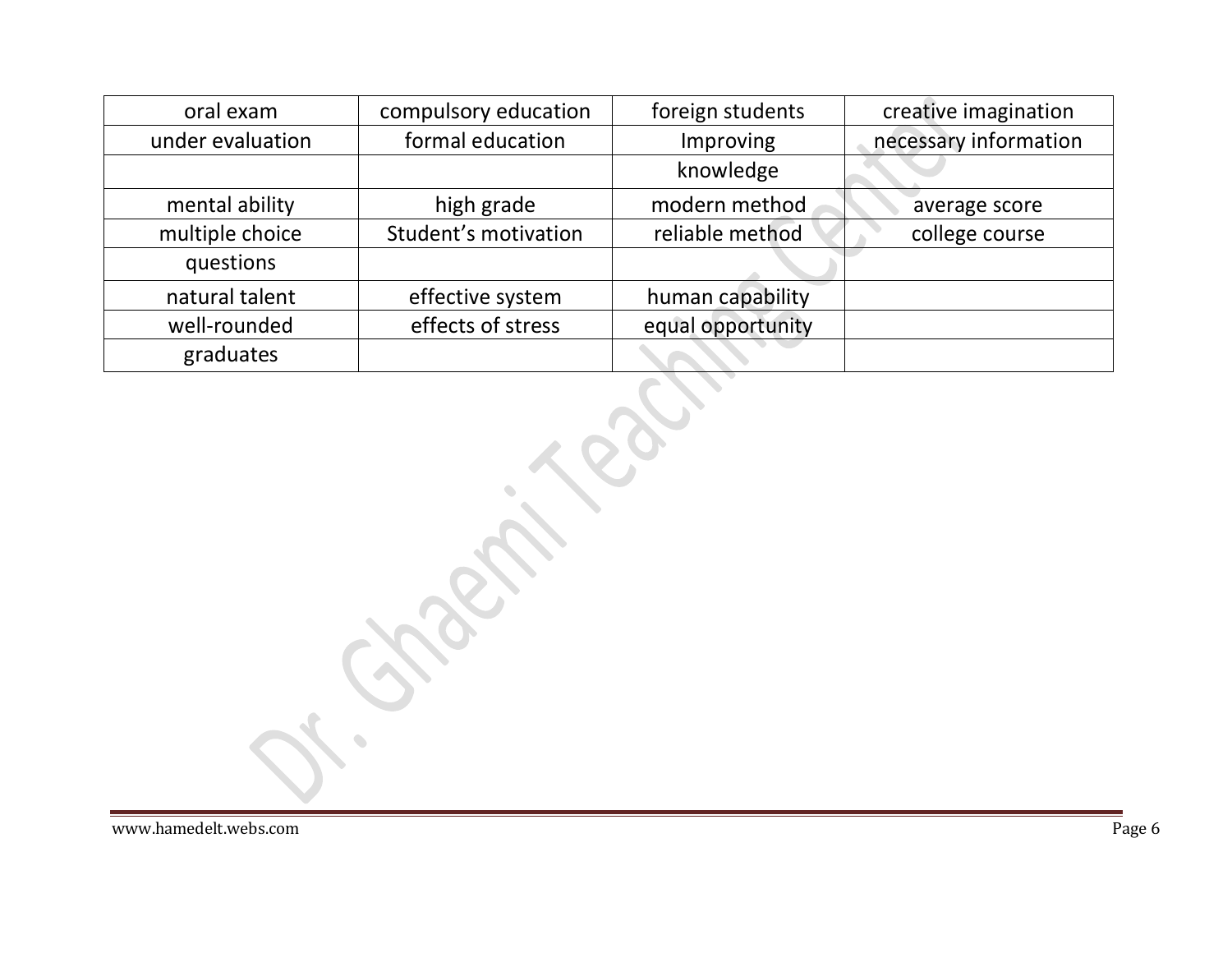| oral exam | compulsory education | foreign students | creative imagination |
|---|---|---|---|
| under evaluation | formal education | Improving knowledge | necessary information |
| mental ability | high grade | modern method | average score |
| multiple choice questions | Student's motivation | reliable method | college course |
| natural talent | effective system | human capability | |
| well-rounded graduates | effects of stress | equal opportunity | |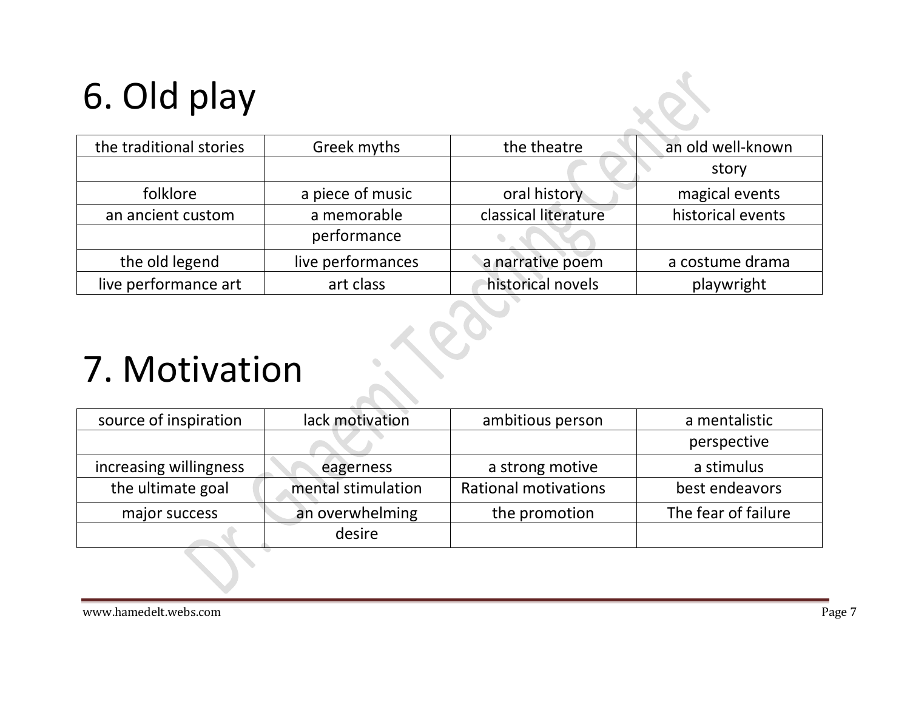# 6. Old play

| the traditional stories | Greek myths | the theatre | an old well-known story |
|---|---|---|---|
| folklore | a piece of music | oral history | magical events |
| an ancient custom | a memorable performance | classical literature | historical events |
| the old legend | live performances | a narrative poem | a costume drama |
| live performance art | art class | historical novels | playwright |

# 7. Motivation

| source of inspiration | lack motivation | ambitious person | a mentalistic perspective |
|---|---|---|---|
| increasing willingness | eagerness | a strong motive | a stimulus |
| the ultimate goal | mental stimulation | Rational motivations | best endeavors |
| major success | an overwhelming desire | the promotion | The fear of failure |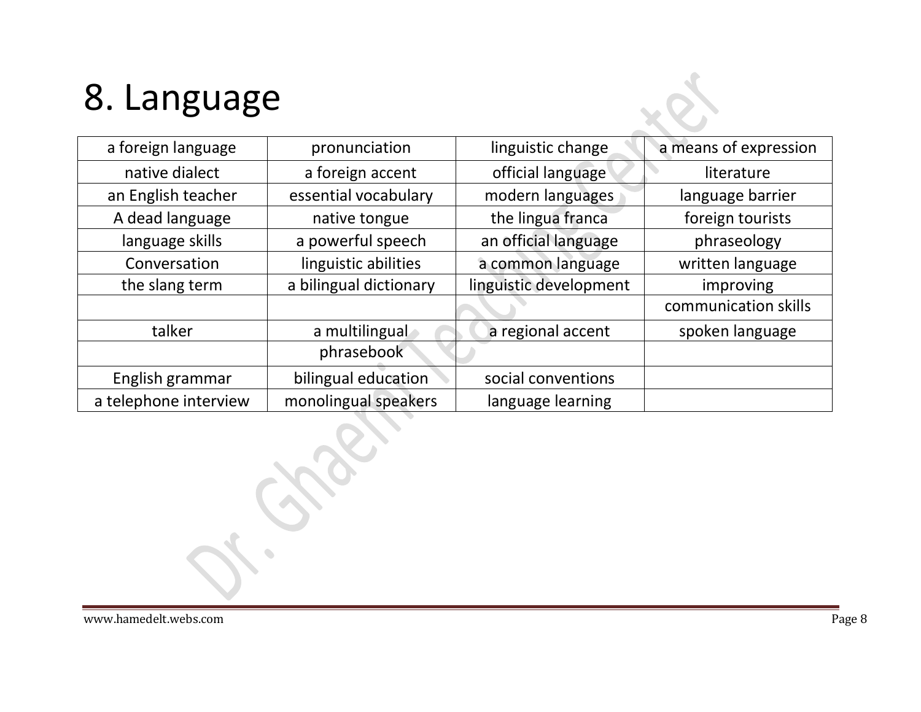# 8. Language

| a foreign language | pronunciation | linguistic change | a means of expression |
|---|---|---|---|
| native dialect | a foreign accent | official language | literature |
| an English teacher | essential vocabulary | modern languages | language barrier |
| A dead language | native tongue | the lingua franca | foreign tourists |
| language skills | a powerful speech | an official language | phraseology |
| Conversation | linguistic abilities | a common language | written language |
| the slang term | a bilingual dictionary | linguistic development | improving communication skills |
| talker | a multilingual phrasebook | a regional accent | spoken language |
| English grammar | bilingual education | social conventions | |
| a telephone interview | monolingual speakers | language learning | |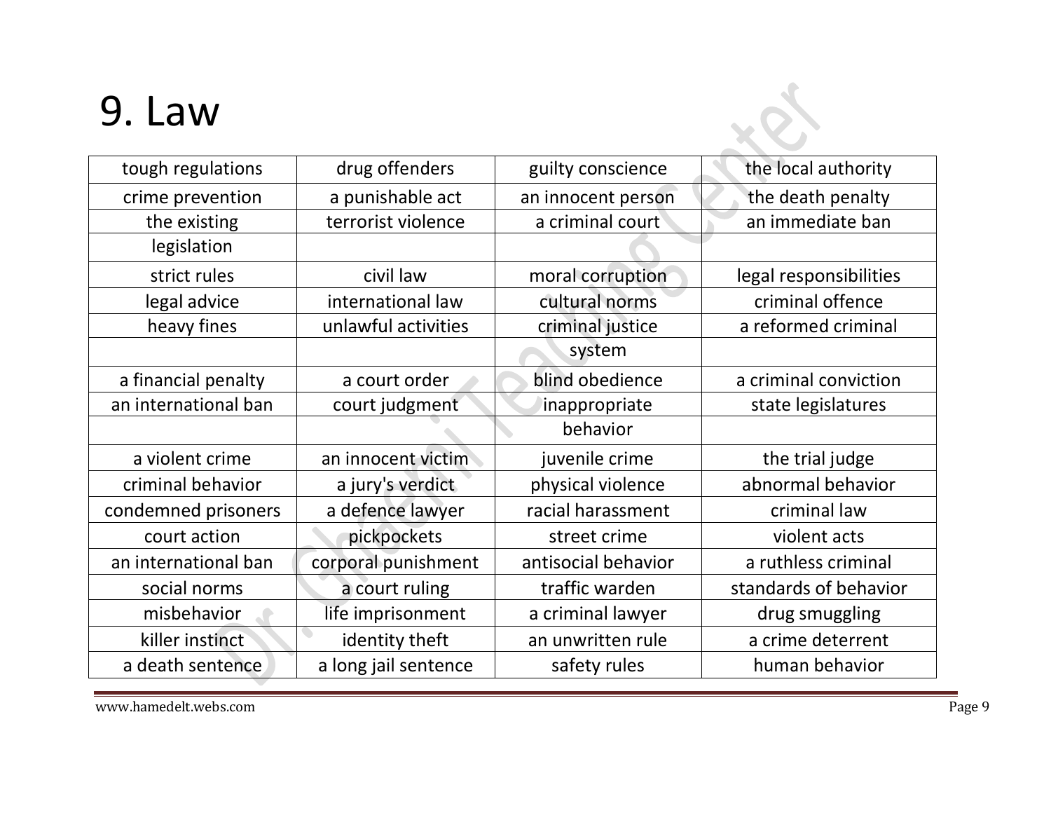# 9. Law

| tough regulations | drug offenders | guilty conscience | the local authority |
|---|---|---|---|
| crime prevention | a punishable act | an innocent person | the death penalty |
| the existing legislation | terrorist violence | a criminal court | an immediate ban |
| strict rules | civil law | moral corruption | legal responsibilities |
| legal advice | international law | cultural norms | criminal offence |
| heavy fines | unlawful activities | criminal justice system | a reformed criminal |
| a financial penalty | a court order | blind obedience | a criminal conviction |
| an international ban | court judgment | inappropriate behavior | state legislatures |
| a violent crime | an innocent victim | juvenile crime | the trial judge |
| criminal behavior | a jury's verdict | physical violence | abnormal behavior |
| condemned prisoners | a defence lawyer | racial harassment | criminal law |
| court action | pickpockets | street crime | violent acts |
| an international ban | corporal punishment | antisocial behavior | a ruthless criminal |
| social norms | a court ruling | traffic warden | standards of behavior |
| misbehavior | life imprisonment | a criminal lawyer | drug smuggling |
| killer instinct | identity theft | an unwritten rule | a crime deterrent |
| a death sentence | a long jail sentence | safety rules | human behavior |

www.hamedelt.webs.com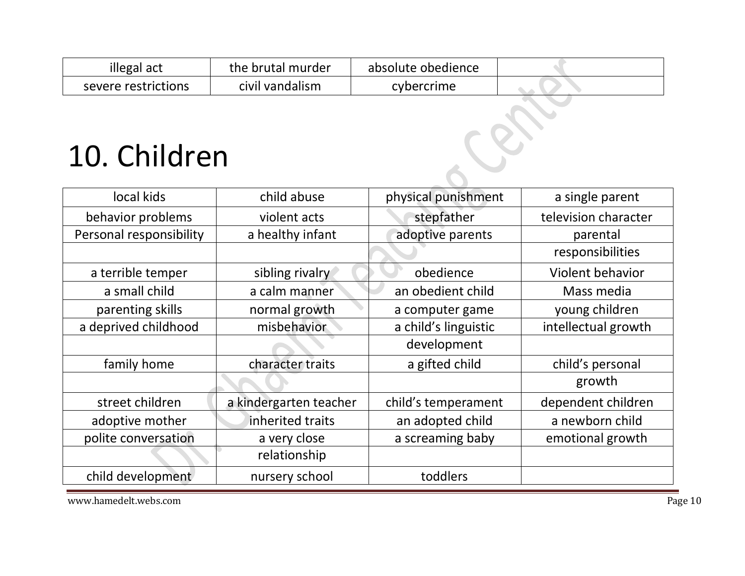| illegal act | the brutal murder | absolute obedience | |
|---|---|---|---|
| severe restrictions | civil vandalism | cybercrime | |

# 10. Children

| local kids | child abuse | physical punishment | a single parent |
|---|---|---|---|
| behavior problems | violent acts | stepfather | television character |
| Personal responsibility | a healthy infant | adoptive parents | parental responsibilities |
| a terrible temper | sibling rivalry | obedience | Violent behavior |
| a small child | a calm manner | an obedient child | Mass media |
| parenting skills | normal growth | a computer game | young children |
| a deprived childhood | misbehavior | a child's linguistic development | intellectual growth |
| family home | character traits | a gifted child | child's personal growth |
| street children | a kindergarten teacher | child's temperament | dependent children |
| adoptive mother | inherited traits | an adopted child | a newborn child |
| polite conversation | a very close relationship | a screaming baby | emotional growth |
| child development | nursery school | toddlers | |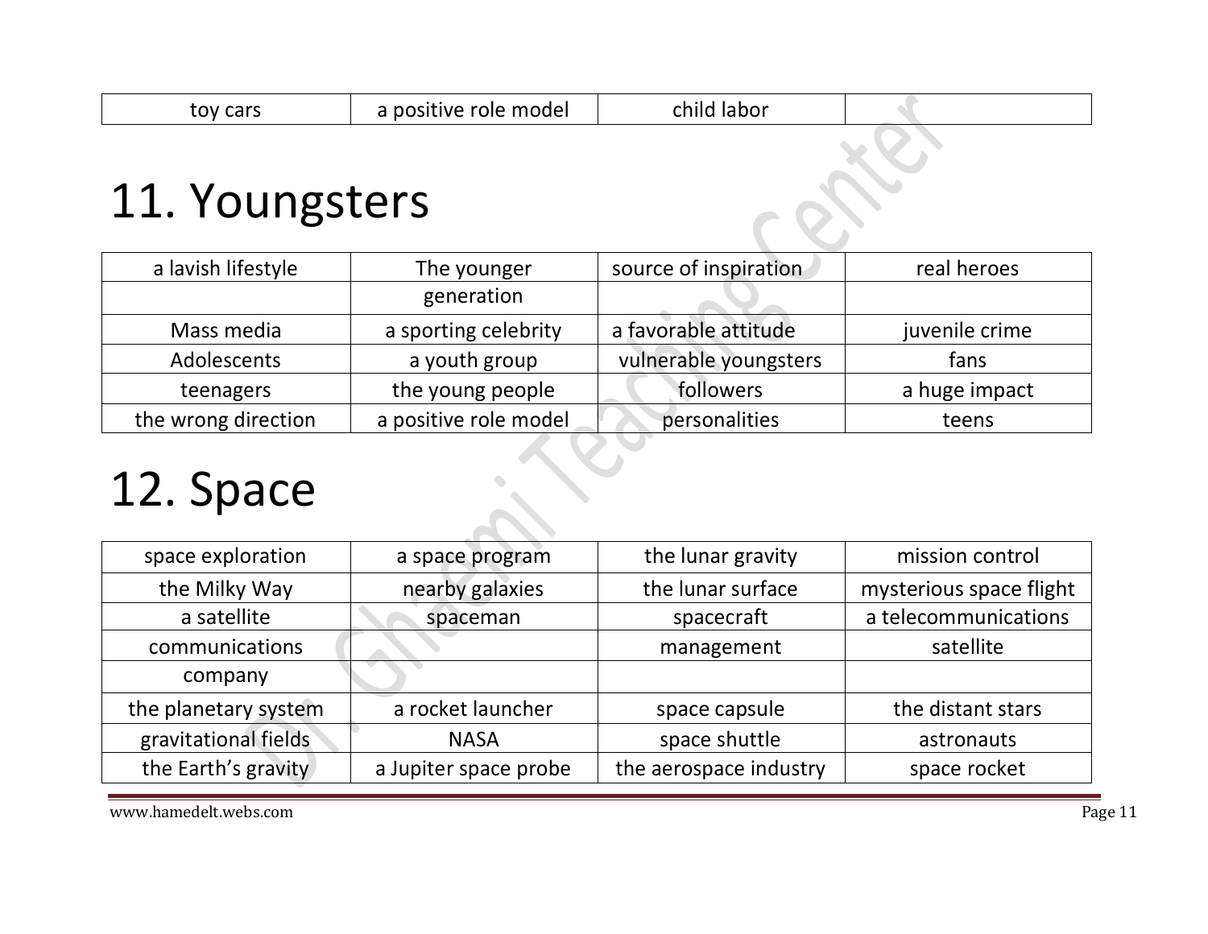| toy cars | a positive role model | child labor | |
|---|---|---|---|

# 11. Youngsters

| a lavish lifestyle | The younger generation | source of inspiration | real heroes |
|---|---|---|---|
| Mass media | a sporting celebrity | a favorable attitude | juvenile crime |
| Adolescents | a youth group | vulnerable youngsters | fans |
| teenagers | the young people | followers | a huge impact |
| the wrong direction | a positive role model | personalities | teens |

# 12. Space

| space exploration | a space program | the lunar gravity | mission control |
|---|---|---|---|
| the Milky Way | nearby galaxies | the lunar surface | mysterious space flight |
| a satellite communications company | spaceman | spacecraft management | a telecommunications satellite |
| the planetary system | a rocket launcher | space capsule | the distant stars |
| gravitational fields | NASA | space shuttle | astronauts |
| the Earth's gravity | a Jupiter space probe | the aerospace industry | space rocket |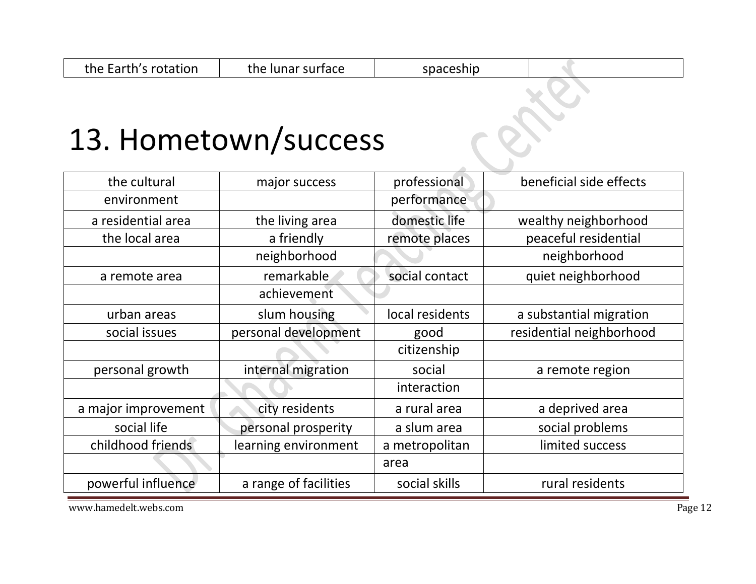| the Earth's rotation | the lunar surface | spaceship | |
|---|---|---|---|

# 13. Hometown/success

| the cultural environment | major success | professional performance | beneficial side effects |
|---|---|---|---|
| a residential area | the living area | domestic life | wealthy neighborhood |
| the local area | a friendly neighborhood | remote places | peaceful residential neighborhood |
| a remote area | remarkable achievement | social contact | quiet neighborhood |
| urban areas | slum housing | local residents | a substantial migration |
| social issues | personal development | good citizenship | residential neighborhood |
| personal growth | internal migration | social interaction | a remote region |
| a major improvement | city residents | a rural area | a deprived area |
| social life | personal prosperity | a slum area | social problems |
| childhood friends | learning environment | a metropolitan area | limited success |
| powerful influence | a range of facilities | social skills | rural residents |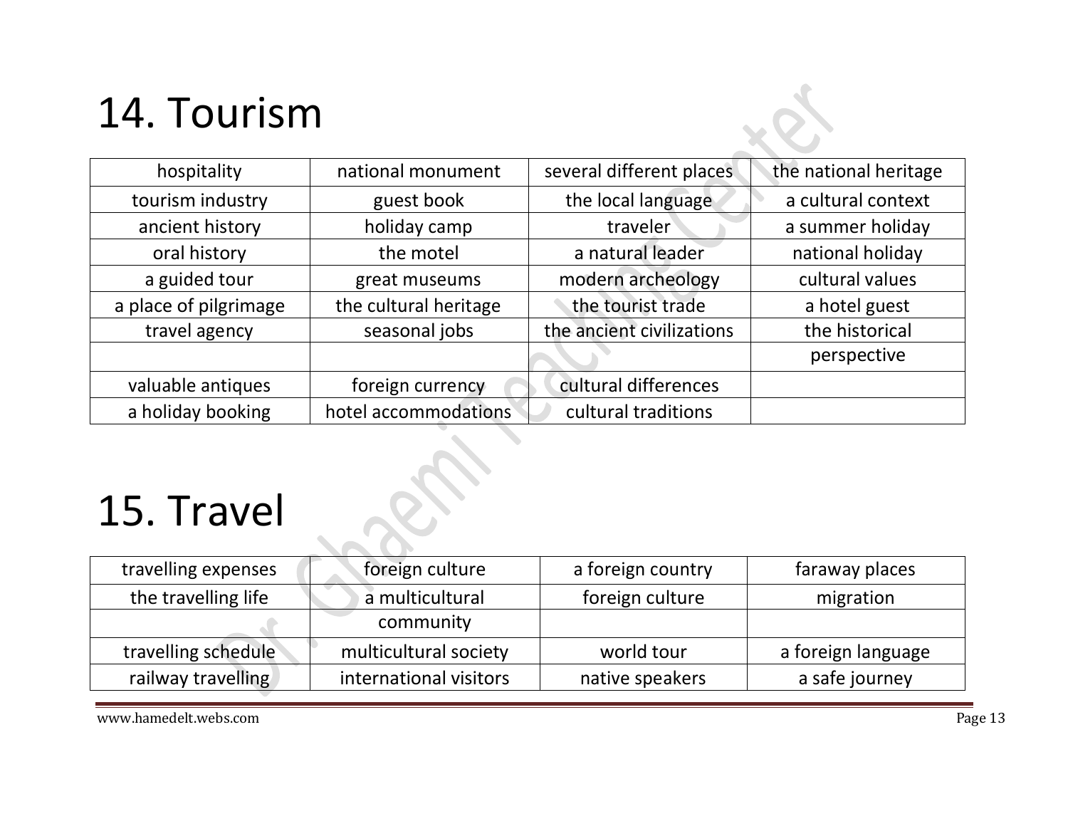# 14. Tourism

| hospitality | national monument | several different places | the national heritage |
|---|---|---|---|
| tourism industry | guest book | the local language | a cultural context |
| ancient history | holiday camp | traveler | a summer holiday |
| oral history | the motel | a natural leader | national holiday |
| a guided tour | great museums | modern archeology | cultural values |
| a place of pilgrimage | the cultural heritage | the tourist trade | a hotel guest |
| travel agency | seasonal jobs | the ancient civilizations | the historical perspective |
| valuable antiques | foreign currency | cultural differences | |
| a holiday booking | hotel accommodations | cultural traditions | |

# 15. Travel

| travelling expenses | foreign culture | a foreign country | faraway places |
|---|---|---|---|
| the travelling life | a multicultural community | foreign culture | migration |
| travelling schedule | multicultural society | world tour | a foreign language |
| railway travelling | international visitors | native speakers | a safe journey |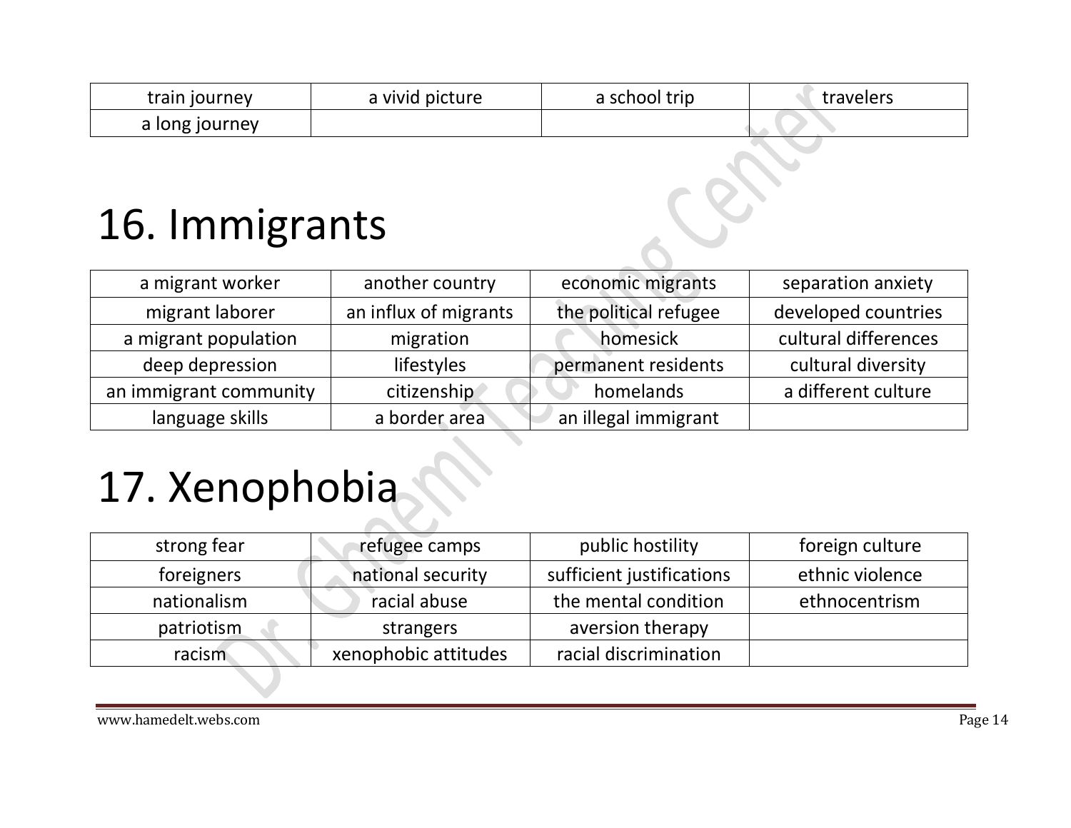| train journey | a vivid picture | a school trip | travelers |
| --- | --- | --- | --- |
| a long journey | | | |

# 16. Immigrants

| a migrant worker | another country | economic migrants | separation anxiety |
| --- | --- | --- | --- |
| migrant laborer | an influx of migrants | the political refugee | developed countries |
| a migrant population | migration | homesick | cultural differences |
| deep depression | lifestyles | permanent residents | cultural diversity |
| an immigrant community | citizenship | homelands | a different culture |
| language skills | a border area | an illegal immigrant | |

# 17. Xenophobia

| strong fear | refugee camps | public hostility | foreign culture |
| --- | --- | --- | --- |
| foreigners | national security | sufficient justifications | ethnic violence |
| nationalism | racial abuse | the mental condition | ethnocentrism |
| patriotism | strangers | aversion therapy | |
| racism | xenophobic attitudes | racial discrimination | |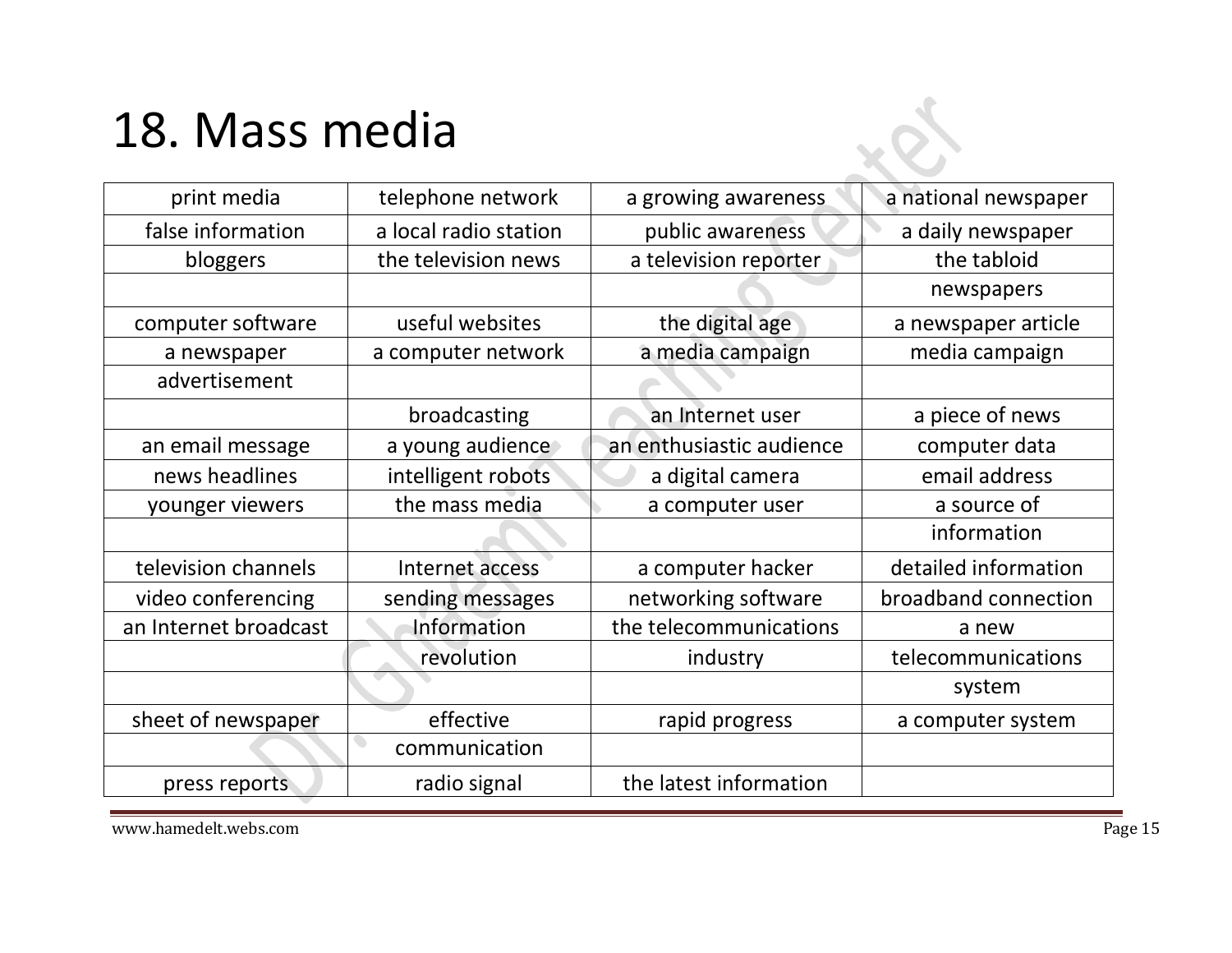# 18. Mass media

| print media | telephone network | a growing awareness | a national newspaper |
|---|---|---|---|
| false information | a local radio station | public awareness | a daily newspaper |
| bloggers | the television news | a television reporter | the tabloid newspapers |
| computer software | useful websites | the digital age | a newspaper article |
| a newspaper advertisement | a computer network | a media campaign | media campaign |
| | broadcasting | an Internet user | a piece of news |
| an email message | a young audience | an enthusiastic audience | computer data |
| news headlines | intelligent robots | a digital camera | email address |
| younger viewers | the mass media | a computer user | a source of information |
| television channels | Internet access | a computer hacker | detailed information |
| video conferencing | sending messages | networking software | broadband connection |
| an Internet broadcast | Information revolution | the telecommunications industry | a new telecommunications system |
| sheet of newspaper | effective communication | rapid progress | a computer system |
| press reports | radio signal | the latest information | |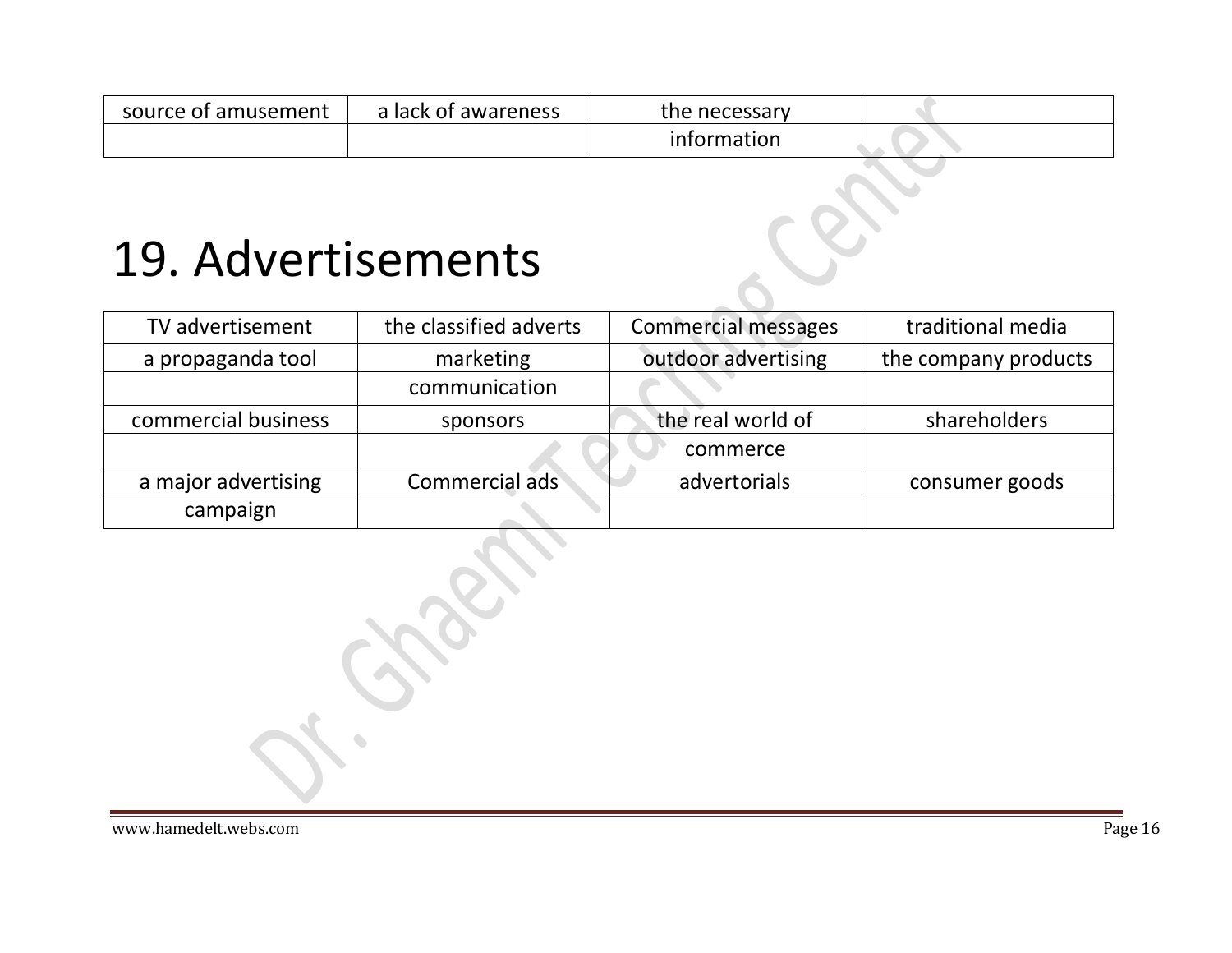| source of amusement | a lack of awareness | the necessary information | |
|---|---|---|---|

# 19. Advertisements

| TV advertisement | the classified adverts | Commercial messages | traditional media |
|---|---|---|---|
| a propaganda tool | marketing communication | outdoor advertising | the company products |
| commercial business | sponsors | the real world of commerce | shareholders |
| a major advertising campaign | Commercial ads | advertorials | consumer goods |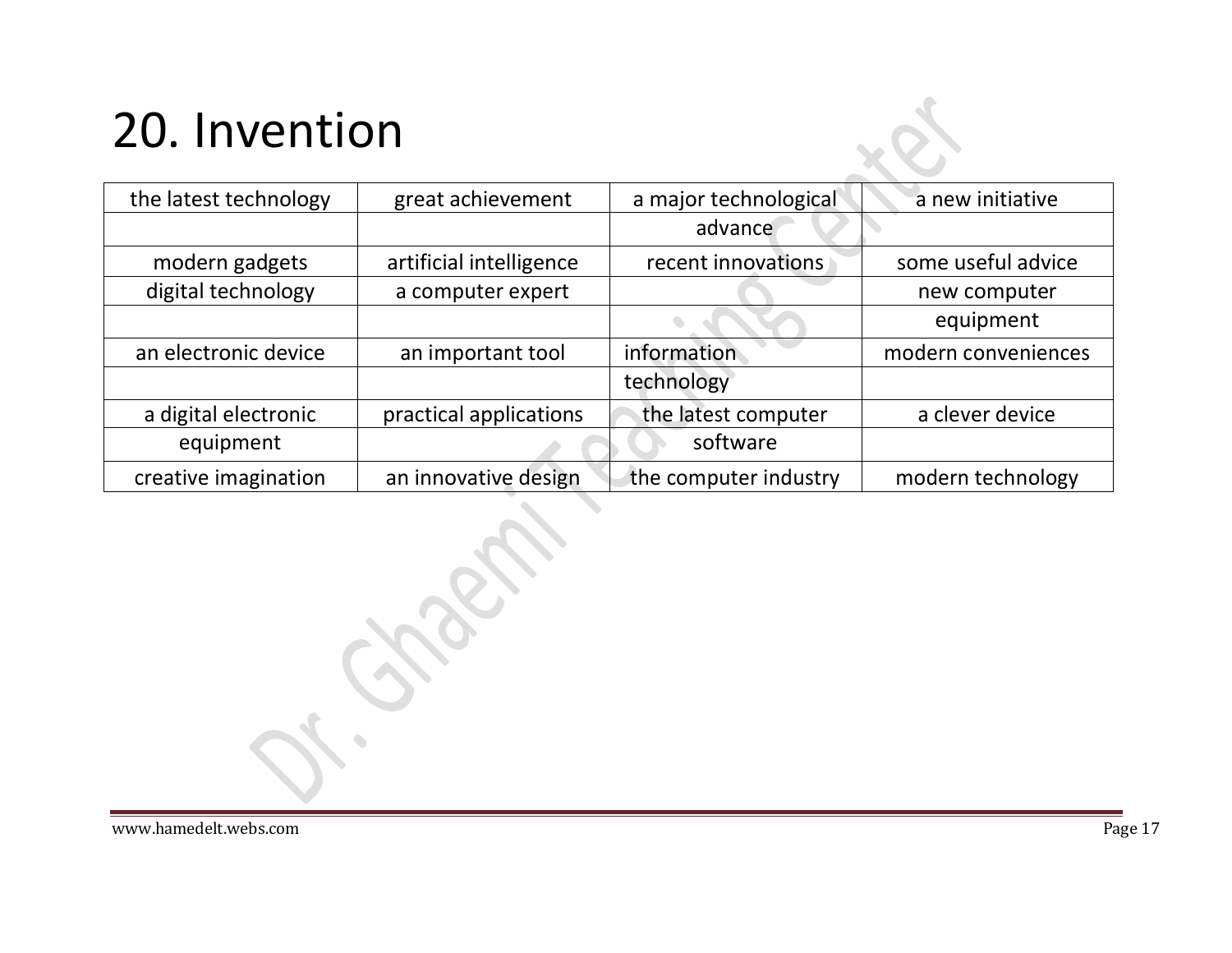# 20. Invention

| the latest technology | great achievement | a major technological advance | a new initiative |
|---|---|---|---|
| modern gadgets | artificial intelligence | recent innovations | some useful advice |
| digital technology | a computer expert | | new computer equipment |
| an electronic device | an important tool | information technology | modern conveniences |
| a digital electronic equipment | practical applications | the latest computer software | a clever device |
| creative imagination | an innovative design | the computer industry | modern technology |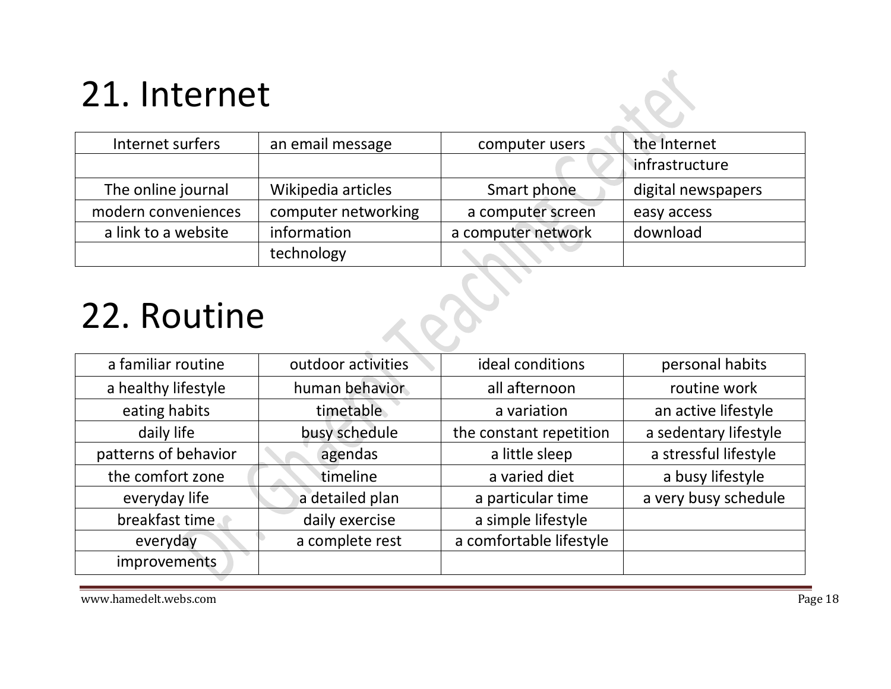# 21. Internet

| Internet surfers | an email message | computer users | the Internet infrastructure |
|---|---|---|---|
| The online journal | Wikipedia articles | Smart phone | digital newspapers |
| modern conveniences | computer networking | a computer screen | easy access |
| a link to a website | information technology | a computer network | download |

# 22. Routine

| a familiar routine | outdoor activities | ideal conditions | personal habits |
|---|---|---|---|
| a healthy lifestyle | human behavior | all afternoon | routine work |
| eating habits | timetable | a variation | an active lifestyle |
| daily life | busy schedule | the constant repetition | a sedentary lifestyle |
| patterns of behavior | agendas | a little sleep | a stressful lifestyle |
| the comfort zone | timeline | a varied diet | a busy lifestyle |
| everyday life | a detailed plan | a particular time | a very busy schedule |
| breakfast time | daily exercise | a simple lifestyle | |
| everyday | a complete rest | a comfortable lifestyle | |
| improvements | | | |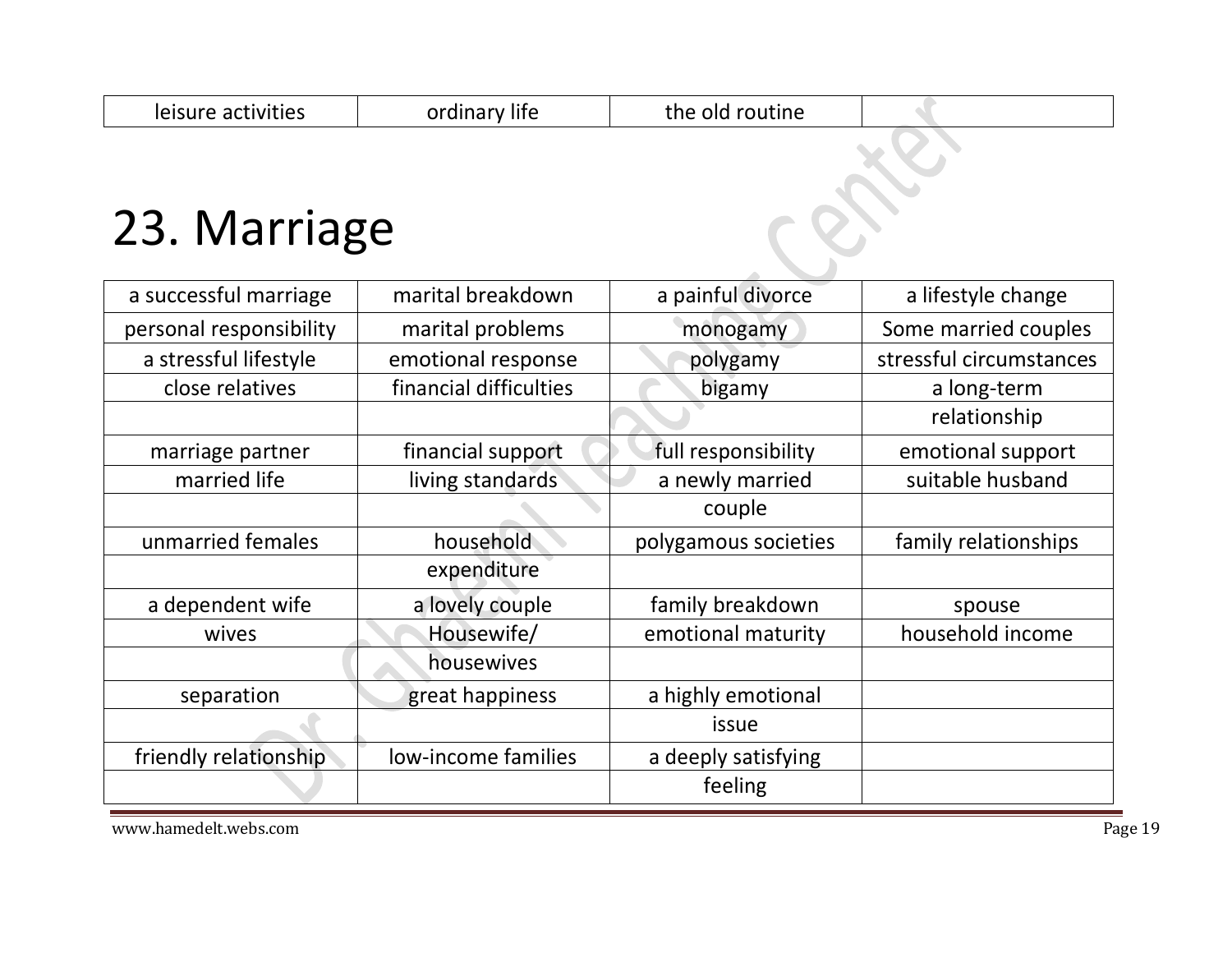| leisure activities | ordinary life | the old routine | |
|---|---|---|---|

# 23. Marriage

| a successful marriage | marital breakdown | a painful divorce | a lifestyle change |
|---|---|---|---|
| personal responsibility | marital problems | monogamy | Some married couples |
| a stressful lifestyle | emotional response | polygamy | stressful circumstances |
| close relatives | financial difficulties | bigamy | a long-term relationship |
| marriage partner | financial support | full responsibility | emotional support |
| married life | living standards | a newly married couple | suitable husband |
| unmarried females | household expenditure | polygamous societies | family relationships |
| a dependent wife | a lovely couple | family breakdown | spouse |
| wives | Housewife/ housewives | emotional maturity | household income |
| separation | great happiness | a highly emotional issue | |
| friendly relationship | low-income families | a deeply satisfying feeling | |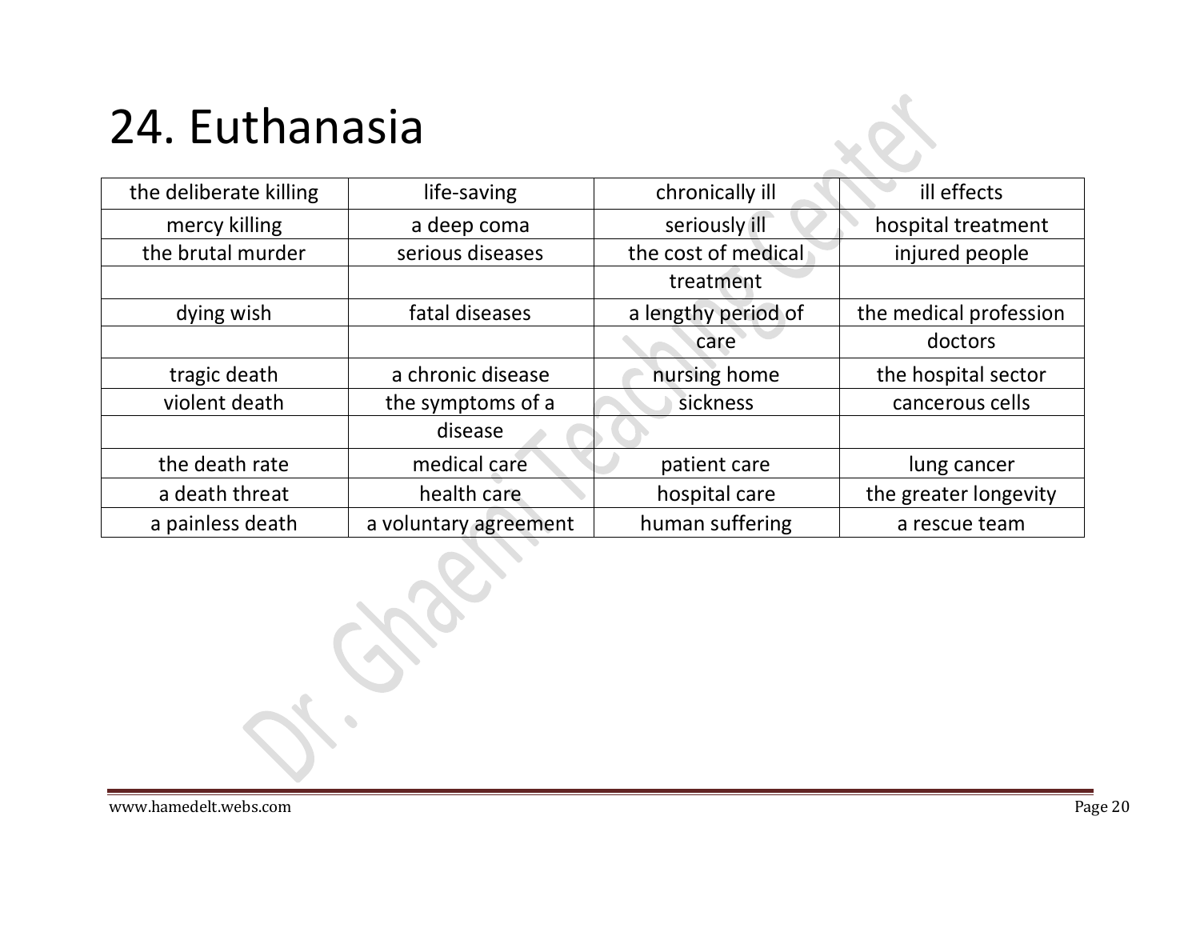# 24. Euthanasia

| the deliberate killing | life-saving | chronically ill | ill effects |
|---|---|---|---|
| mercy killing | a deep coma | seriously ill | hospital treatment |
| the brutal murder | serious diseases | the cost of medical treatment | injured people |
| dying wish | fatal diseases | a lengthy period of care | the medical profession doctors |
| tragic death | a chronic disease | nursing home | the hospital sector |
| violent death | the symptoms of a disease | sickness | cancerous cells |
| the death rate | medical care | patient care | lung cancer |
| a death threat | health care | hospital care | the greater longevity |
| a painless death | a voluntary agreement | human suffering | a rescue team |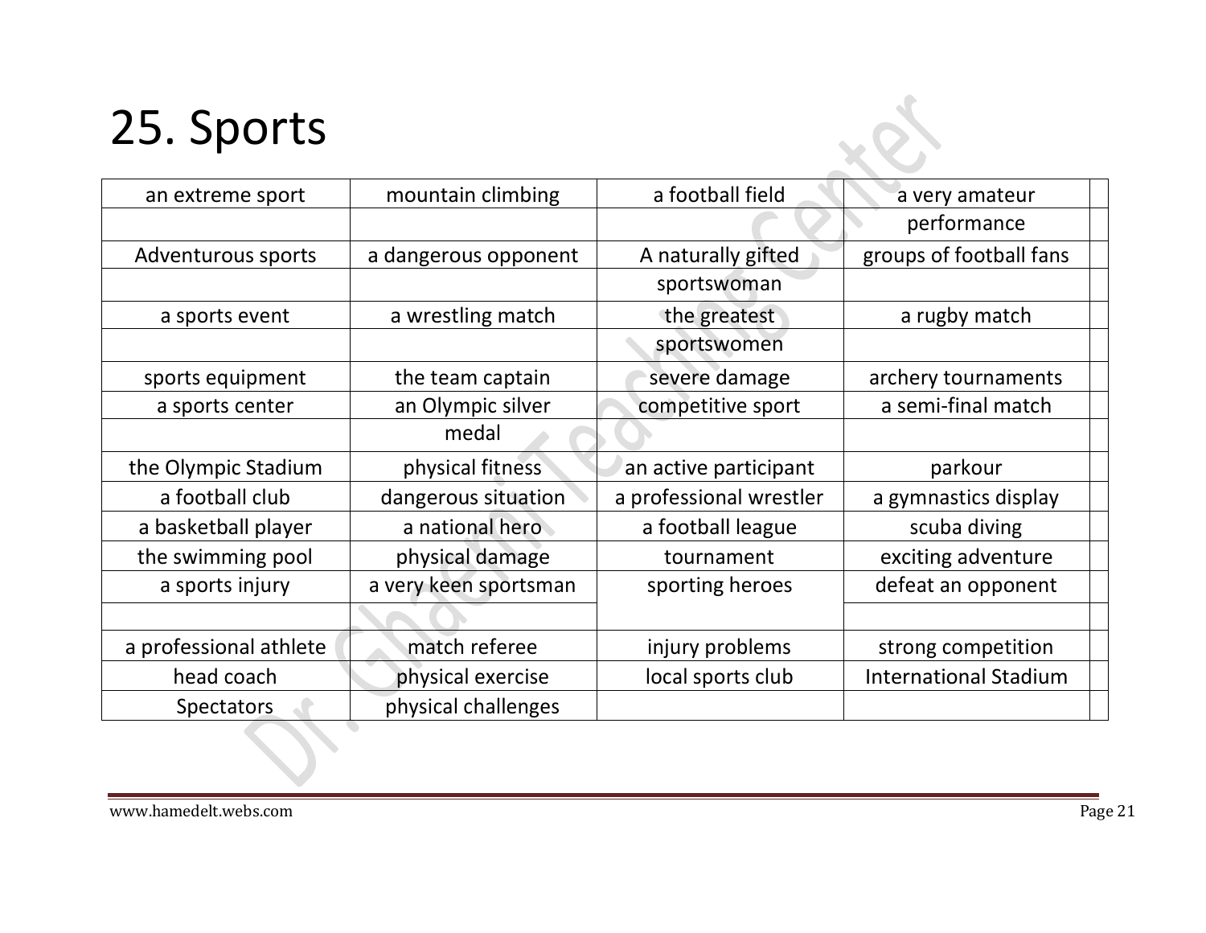# 25. Sports

| | | | | |
|---|---|---|---|---|
| an extreme sport | mountain climbing | a football field | a very amateur performance | |
| Adventurous sports | a dangerous opponent | A naturally gifted sportswoman | groups of football fans | |
| a sports event | a wrestling match | the greatest sportswomen | a rugby match | |
| sports equipment | the team captain | severe damage | archery tournaments | |
| a sports center | an Olympic silver medal | competitive sport | a semi-final match | |
| the Olympic Stadium | physical fitness | an active participant | parkour | |
| a football club | dangerous situation | a professional wrestler | a gymnastics display | |
| a basketball player | a national hero | a football league | scuba diving | |
| the swimming pool | physical damage | tournament | exciting adventure | |
| a sports injury | a very keen sportsman | sporting heroes | defeat an opponent | |
| a professional athlete | match referee | injury problems | strong competition | |
| head coach | physical exercise | local sports club | International Stadium | |
| Spectators | physical challenges | | | |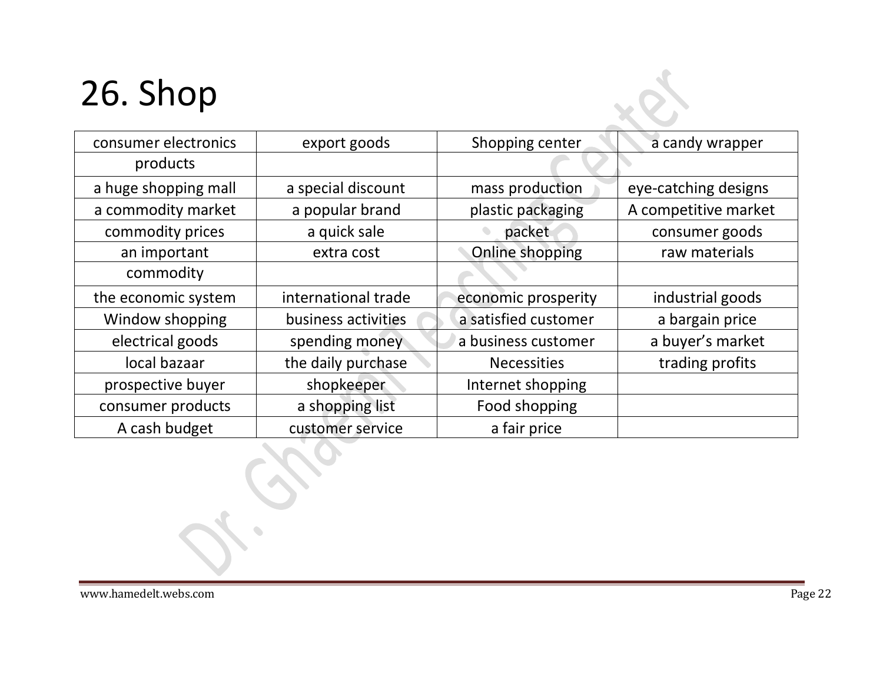# 26. Shop

| consumer electronics products | export goods | Shopping center | a candy wrapper |
|---|---|---|---|
| a huge shopping mall | a special discount | mass production | eye-catching designs |
| a commodity market | a popular brand | plastic packaging | A competitive market |
| commodity prices | a quick sale | packet | consumer goods |
| an important commodity | extra cost | Online shopping | raw materials |
| the economic system | international trade | economic prosperity | industrial goods |
| Window shopping | business activities | a satisfied customer | a bargain price |
| electrical goods | spending money | a business customer | a buyer's market |
| local bazaar | the daily purchase | Necessities | trading profits |
| prospective buyer | shopkeeper | Internet shopping | |
| consumer products | a shopping list | Food shopping | |
| A cash budget | customer service | a fair price | |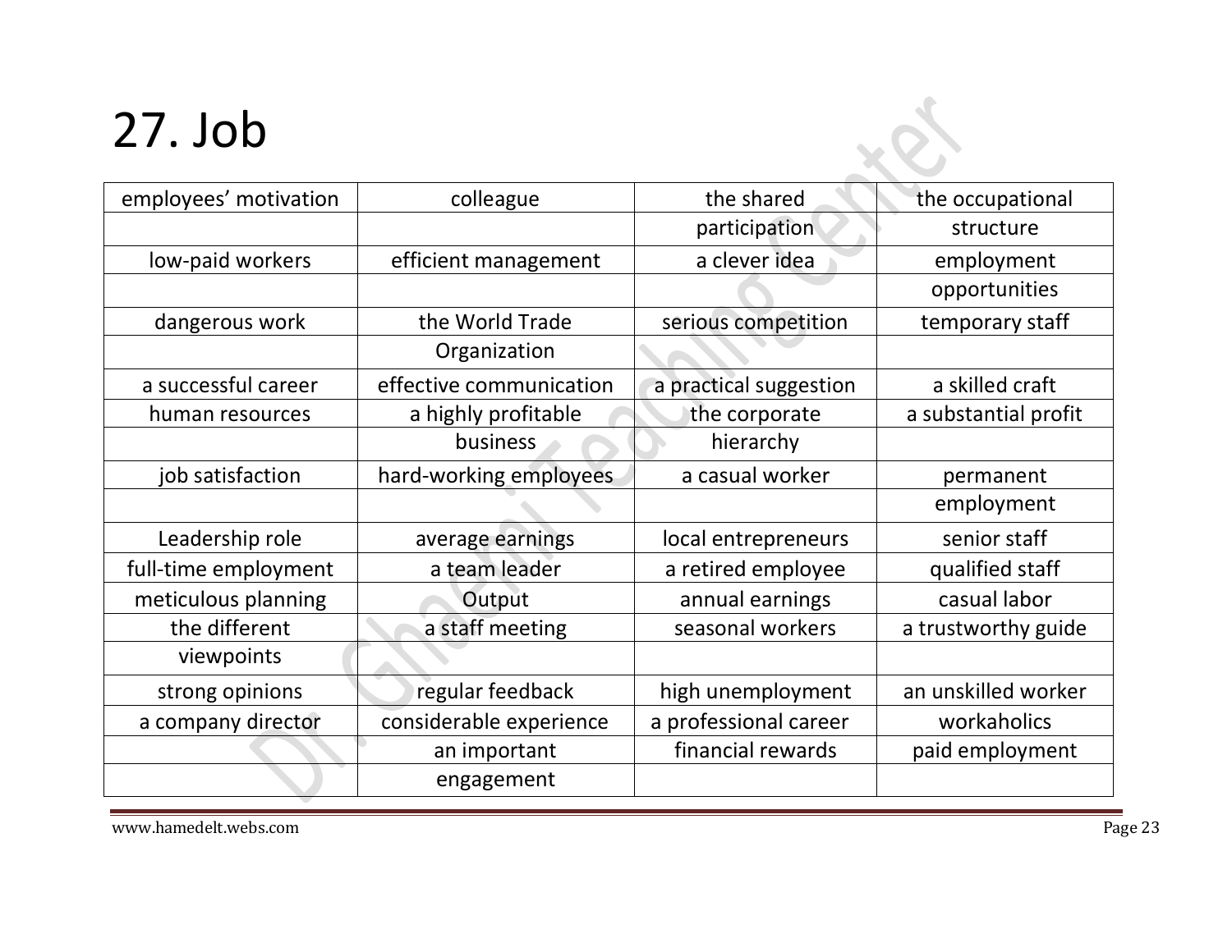# 27. Job

| | | | |
|---|---|---|---|
| employees' motivation | colleague | the shared participation | the occupational structure |
| low-paid workers | efficient management | a clever idea | employment opportunities |
| dangerous work | the World Trade Organization | serious competition | temporary staff |
| a successful career | effective communication | a practical suggestion | a skilled craft |
| human resources | a highly profitable business | the corporate hierarchy | a substantial profit |
| job satisfaction | hard-working employees | a casual worker | permanent employment |
| Leadership role | average earnings | local entrepreneurs | senior staff |
| full-time employment | a team leader | a retired employee | qualified staff |
| meticulous planning | Output | annual earnings | casual labor |
| the different viewpoints | a staff meeting | seasonal workers | a trustworthy guide |
| strong opinions | regular feedback | high unemployment | an unskilled worker |
| a company director | considerable experience | a professional career | workaholics |
| | an important engagement | financial rewards | paid employment |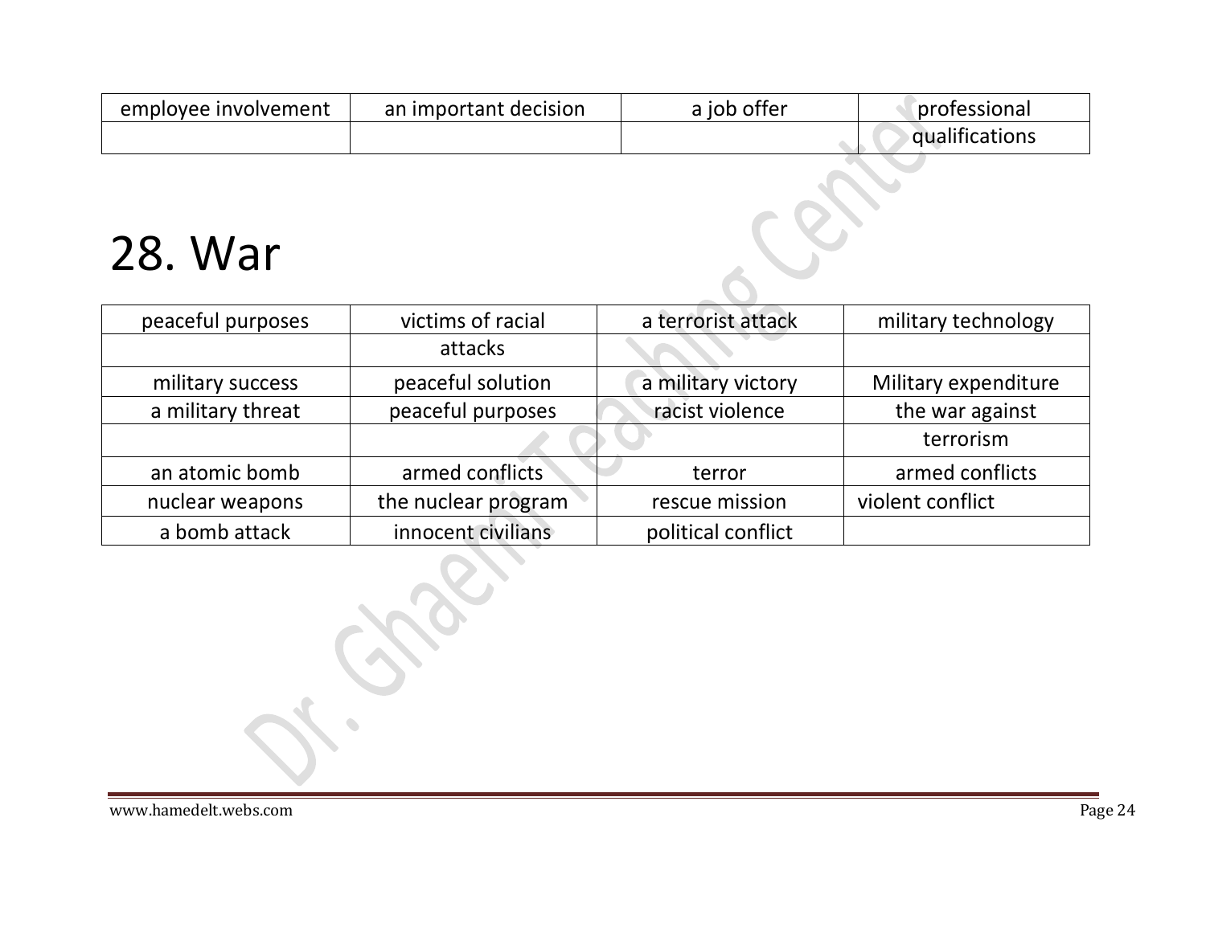| employee involvement | an important decision | a job offer | professional qualifications |
|---|---|---|---|

# 28. War

| peaceful purposes | victims of racial attacks | a terrorist attack | military technology |
|---|---|---|---|
| military success | peaceful solution | a military victory | Military expenditure |
| a military threat | peaceful purposes | racist violence | the war against terrorism |
| an atomic bomb | armed conflicts | terror | armed conflicts |
| nuclear weapons | the nuclear program | rescue mission | violent conflict |
| a bomb attack | innocent civilians | political conflict | |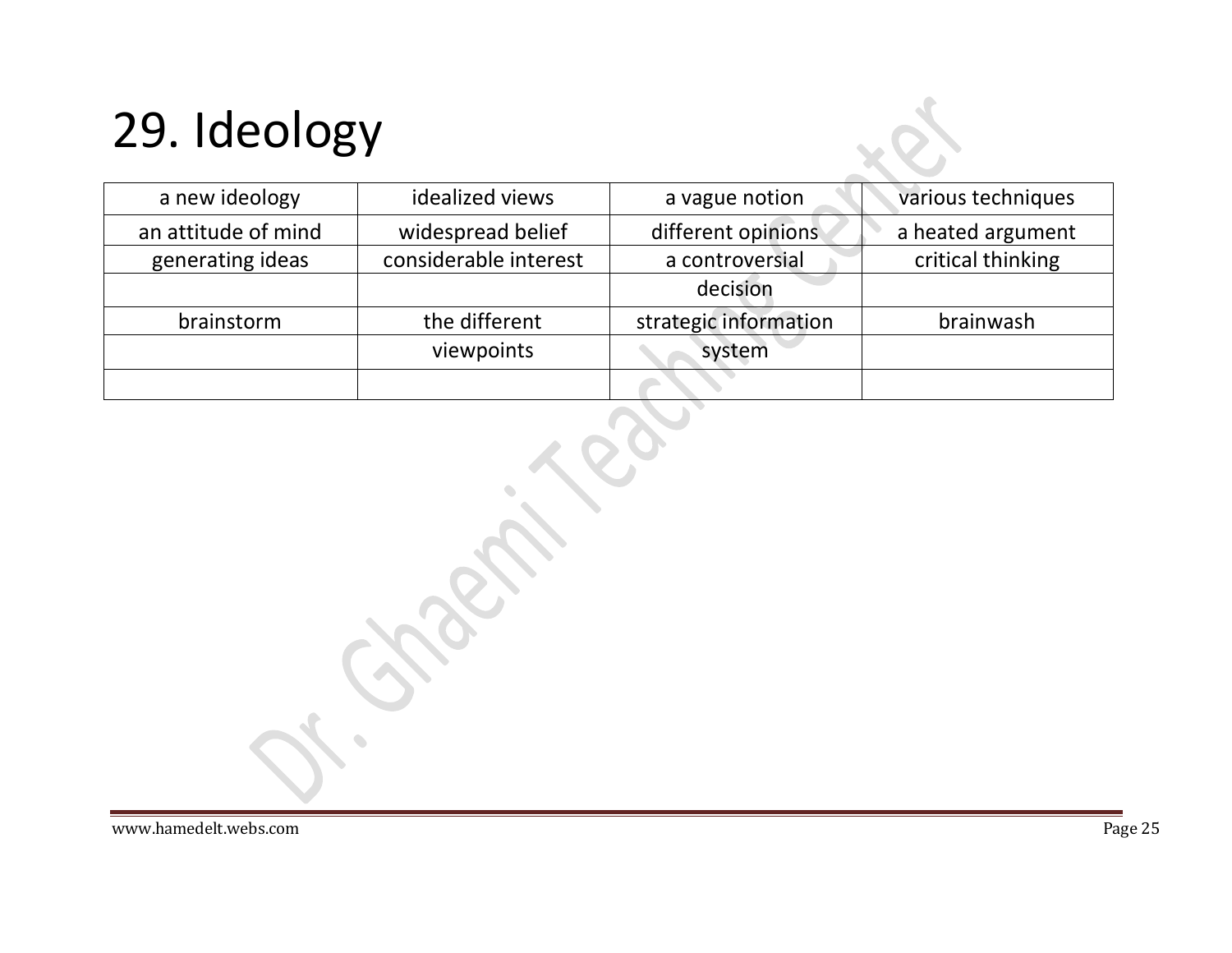# 29. Ideology

| | | | |
|---|---|---|---|
| a new ideology | idealized views | a vague notion | various techniques |
| an attitude of mind | widespread belief | different opinions | a heated argument |
| generating ideas | considerable interest | a controversial decision | critical thinking |
| brainstorm | the different viewpoints | strategic information system | brainwash |
| | | | |